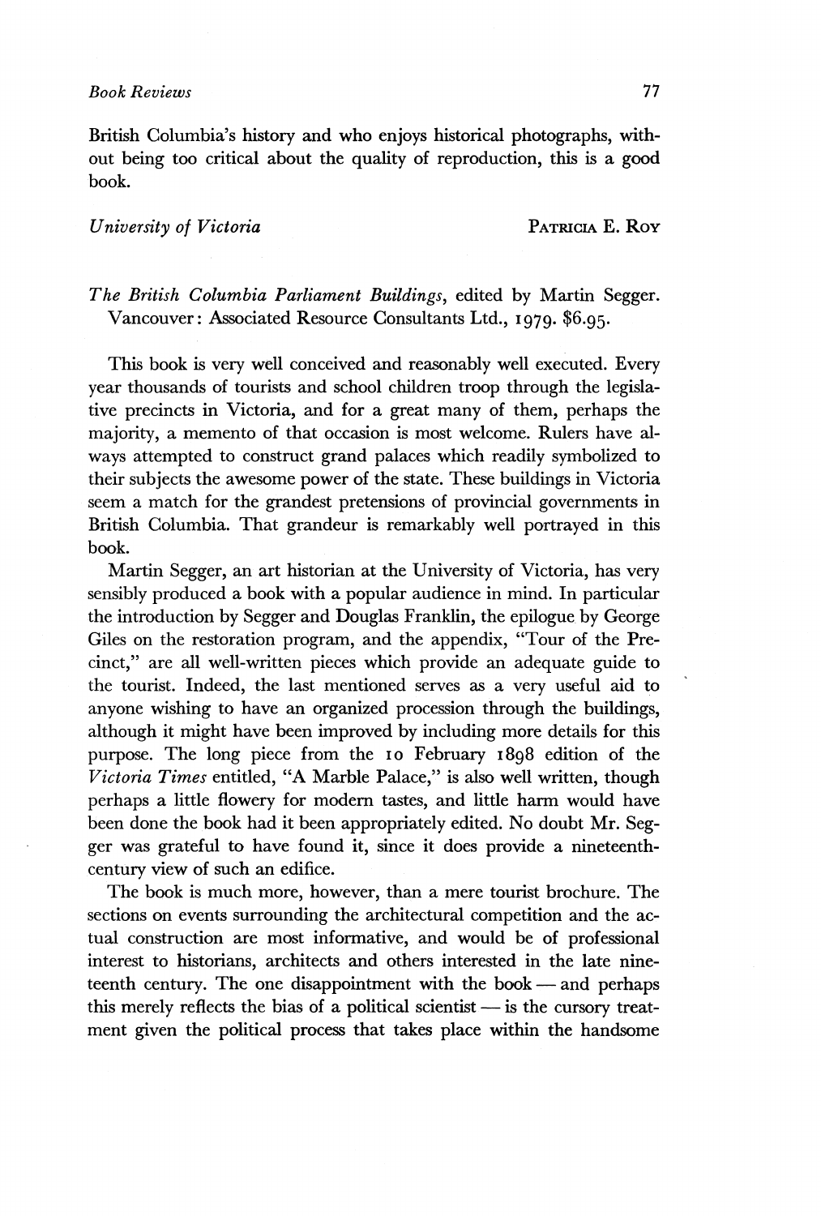British Columbia's history and who enjoys historical photographs, without being too critical about the quality of reproduction, this is a good book.

*University of Victoria* PATRICIA E. ROY

*The British Columbia Parliament Buildings*, edited by Martin Segger. Vancouver: Associated Resource Consultants Ltd., 1979. $6.95.

This book is very well conceived and reasonably well executed. Every year thousands of tourists and school children troop through the legislative precincts in Victoria, and for a great many of them, perhaps the majority, a memento of that occasion is most welcome. Rulers have always attempted to construct grand palaces which readily symbolized to their subjects the awesome power of the state. These buildings in Victoria seem a match for the grandest pretensions of provincial governments in British Columbia. That grandeur is remarkably well portrayed in this book.

Martin Segger, an art historian at the University of Victoria, has very sensibly produced a book with a popular audience in mind. In particular the introduction by Segger and Douglas Franklin, the epilogue by George Giles on the restoration program, and the appendix, "Tour of the Precinct," are all well-written pieces which provide an adequate guide to the tourist. Indeed, the last mentioned serves as a very useful aid to anyone wishing to have an organized procession through the buildings, although it might have been improved by including more details for this purpose. The long piece from the 10 February 1898 edition of the *Victoria Times* entitled, "A Marble Palace," is also well written, though perhaps a little flowery for modern tastes, and little harm would have been done the book had it been appropriately edited. No doubt Mr. Segger was grateful to have found it, since it does provide a nineteenth-century view of such an edifice.

The book is much more, however, than a mere tourist brochure. The sections on events surrounding the architectural competition and the actual construction are most informative, and would be of professional interest to historians, architects and others interested in the late nineteenth century. The one disappointment with the book — and perhaps this merely reflects the bias of a political scientist — is the cursory treatment given the political process that takes place within the handsome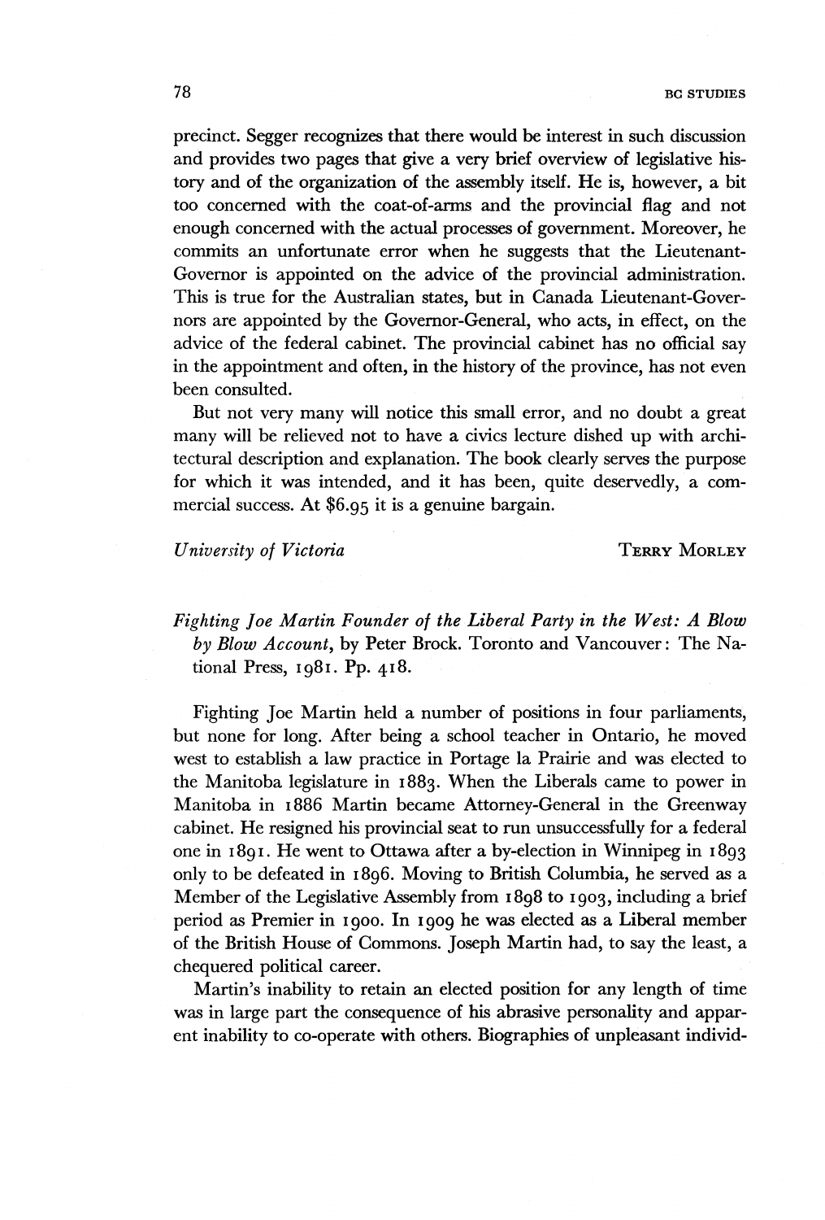precinct. Segger recognizes that there would be interest in such discussion and provides two pages that give a very brief overview of legislative history and of the organization of the assembly itself. He is, however, a bit too concerned with the coat-of-arms and the provincial flag and not enough concerned with the actual processes of government. Moreover, he commits an unfortunate error when he suggests that the Lieutenant-Governor is appointed on the advice of the provincial administration. This is true for the Australian states, but in Canada Lieutenant-Governors are appointed by the Governor-General, who acts, in effect, on the advice of the federal cabinet. The provincial cabinet has no official say in the appointment and often, in the history of the province, has not even been consulted.

But not very many will notice this small error, and no doubt a great many will be relieved not to have a civics lecture dished up with architectural description and explanation. The book clearly serves the purpose for which it was intended, and it has been, quite deservedly, a commercial success. At $6.95 it is a genuine bargain.

*University of Victoria* TERRY MORLEY

*Fighting Joe Martin Founder of the Liberal Party in the West: A Blow by Blow Account*, by Peter Brock. Toronto and Vancouver: The National Press, 1981. Pp. 418.

Fighting Joe Martin held a number of positions in four parliaments, but none for long. After being a school teacher in Ontario, he moved west to establish a law practice in Portage la Prairie and was elected to the Manitoba legislature in 1883. When the Liberals came to power in Manitoba in 1886 Martin became Attorney-General in the Greenway cabinet. He resigned his provincial seat to run unsuccessfully for a federal one in 1891. He went to Ottawa after a by-election in Winnipeg in 1893 only to be defeated in 1896. Moving to British Columbia, he served as a Member of the Legislative Assembly from 1898 to 1903, including a brief period as Premier in 1900. In 1909 he was elected as a Liberal member of the British House of Commons. Joseph Martin had, to say the least, a chequered political career.

Martin's inability to retain an elected position for any length of time was in large part the consequence of his abrasive personality and apparent inability to co-operate with others. Biographies of unpleasant individ-